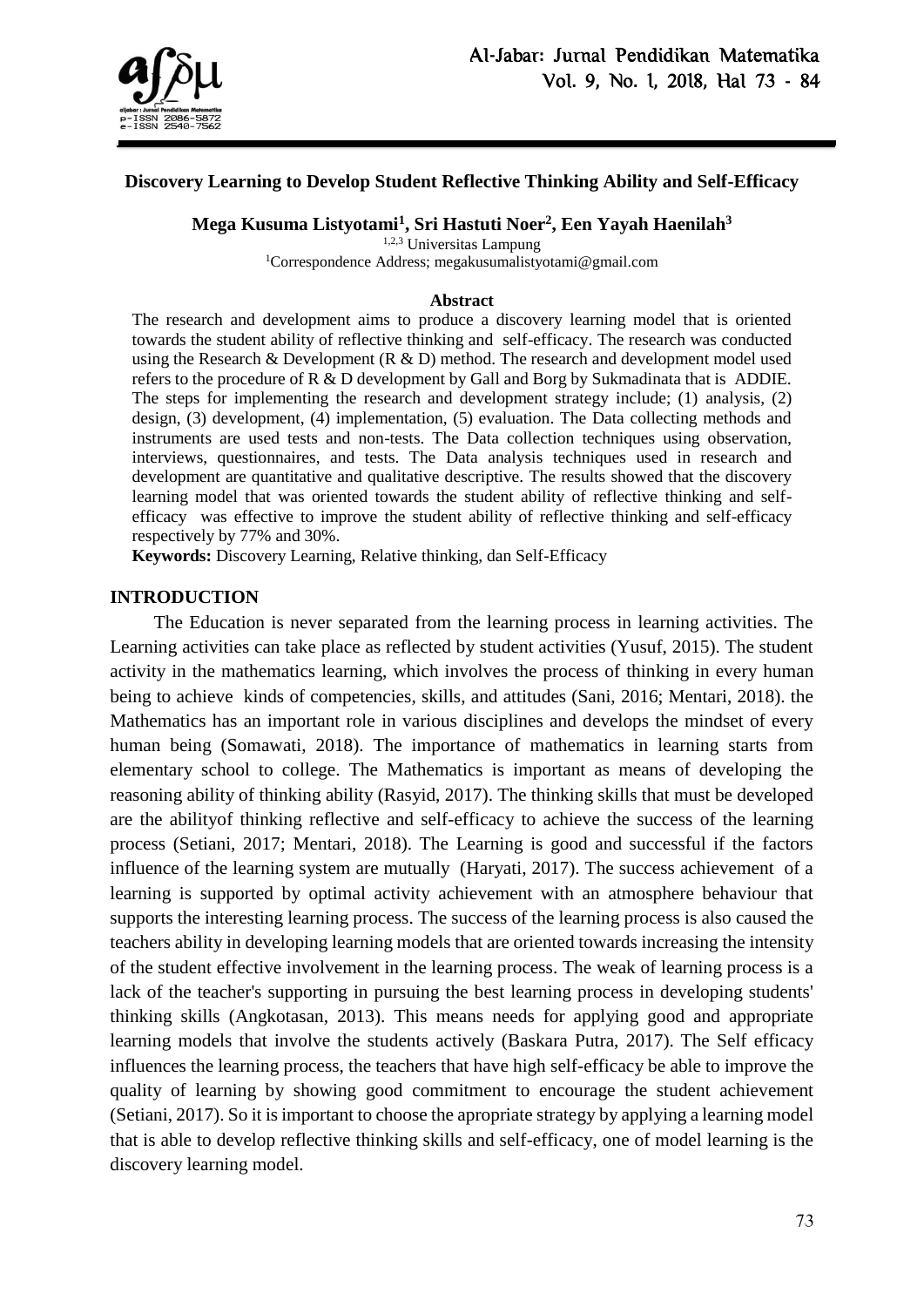# Discovery Learning to Develop Student Reflective Thinking Ability and Self-Efficacy

**Mega Kusuma Listyotami[1], Sri Hastuti Noer[2], Een Yayah Haenilah[3]**

[1,2,3] Universitas Lampung

[1]Correspondence Address; megakusumalistyotami@gmail.com

### Abstract

The research and development aims to produce a discovery learning model that is oriented towards the student ability of reflective thinking and self-efficacy. The research was conducted using the Research & Development (R & D) method. The research and development model used refers to the procedure of R & D development by Gall and Borg by Sukmadinata that is ADDIE. The steps for implementing the research and development strategy include; (1) analysis, (2) design, (3) development, (4) implementation, (5) evaluation. The Data collecting methods and instruments are used tests and non-tests. The Data collection techniques using observation, interviews, questionnaires, and tests. The Data analysis techniques used in research and development are quantitative and qualitative descriptive. The results showed that the discovery learning model that was oriented towards the student ability of reflective thinking and self-efficacy was effective to improve the student ability of reflective thinking and self-efficacy respectively by 77% and 30%.

**Keywords:** Discovery Learning, Relative thinking, dan Self-Efficacy

## INTRODUCTION

The Education is never separated from the learning process in learning activities. The Learning activities can take place as reflected by student activities (Yusuf, 2015). The student activity in the mathematics learning, which involves the process of thinking in every human being to achieve kinds of competencies, skills, and attitudes (Sani, 2016; Mentari, 2018). the Mathematics has an important role in various disciplines and develops the mindset of every human being (Somawati, 2018). The importance of mathematics in learning starts from elementary school to college. The Mathematics is important as means of developing the reasoning ability of thinking ability (Rasyid, 2017). The thinking skills that must be developed are the abilityof thinking reflective and self-efficacy to achieve the success of the learning process (Setiani, 2017; Mentari, 2018). The Learning is good and successful if the factors influence of the learning system are mutually (Haryati, 2017). The success achievement of a learning is supported by optimal activity achievement with an atmosphere behaviour that supports the interesting learning process. The success of the learning process is also caused the teachers ability in developing learning models that are oriented towards increasing the intensity of the student effective involvement in the learning process. The weak of learning process is a lack of the teacher's supporting in pursuing the best learning process in developing students' thinking skills (Angkotasan, 2013). This means needs for applying good and appropriate learning models that involve the students actively (Baskara Putra, 2017). The Self efficacy influences the learning process, the teachers that have high self-efficacy be able to improve the quality of learning by showing good commitment to encourage the student achievement (Setiani, 2017). So it is important to choose the apropriate strategy by applying a learning model that is able to develop reflective thinking skills and self-efficacy, one of model learning is the discovery learning model.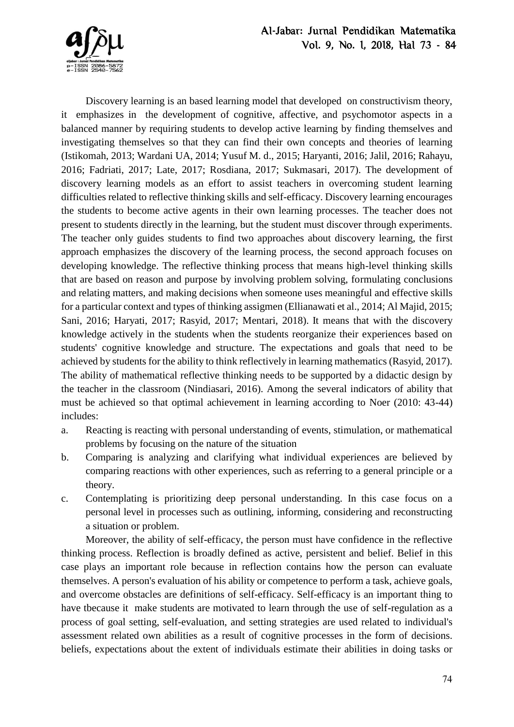Discovery learning is an based learning model that developed on constructivism theory, it emphasizes in the development of cognitive, affective, and psychomotor aspects in a balanced manner by requiring students to develop active learning by finding themselves and investigating themselves so that they can find their own concepts and theories of learning (Istikomah, 2013; Wardani UA, 2014; Yusuf M. d., 2015; Haryanti, 2016; Jalil, 2016; Rahayu, 2016; Fadriati, 2017; Late, 2017; Rosdiana, 2017; Sukmasari, 2017). The development of discovery learning models as an effort to assist teachers in overcoming student learning difficulties related to reflective thinking skills and self-efficacy. Discovery learning encourages the students to become active agents in their own learning processes. The teacher does not present to students directly in the learning, but the student must discover through experiments. The teacher only guides students to find two approaches about discovery learning, the first approach emphasizes the discovery of the learning process, the second approach focuses on developing knowledge. The reflective thinking process that means high-level thinking skills that are based on reason and purpose by involving problem solving, formulating conclusions and relating matters, and making decisions when someone uses meaningful and effective skills for a particular context and types of thinking assigmen (Ellianawati et al., 2014; Al Majid, 2015; Sani, 2016; Haryati, 2017; Rasyid, 2017; Mentari, 2018). It means that with the discovery knowledge actively in the students when the students reorganize their experiences based on students' cognitive knowledge and structure. The expectations and goals that need to be achieved by students for the ability to think reflectively in learning mathematics (Rasyid, 2017). The ability of mathematical reflective thinking needs to be supported by a didactic design by the teacher in the classroom (Nindiasari, 2016). Among the several indicators of ability that must be achieved so that optimal achievement in learning according to Noer (2010: 43-44) includes:

a. Reacting is reacting with personal understanding of events, stimulation, or mathematical problems by focusing on the nature of the situation
b. Comparing is analyzing and clarifying what individual experiences are believed by comparing reactions with other experiences, such as referring to a general principle or a theory.
c. Contemplating is prioritizing deep personal understanding. In this case focus on a personal level in processes such as outlining, informing, considering and reconstructing a situation or problem.

Moreover, the ability of self-efficacy, the person must have confidence in the reflective thinking process. Reflection is broadly defined as active, persistent and belief. Belief in this case plays an important role because in reflection contains how the person can evaluate themselves. A person's evaluation of his ability or competence to perform a task, achieve goals, and overcome obstacles are definitions of self-efficacy. Self-efficacy is an important thing to have tbecause it make students are motivated to learn through the use of self-regulation as a process of goal setting, self-evaluation, and setting strategies are used related to individual's assessment related own abilities as a result of cognitive processes in the form of decisions. beliefs, expectations about the extent of individuals estimate their abilities in doing tasks or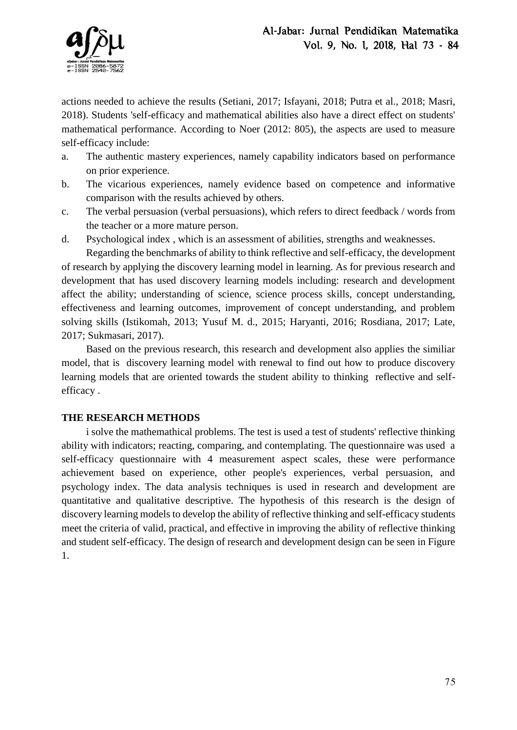actions needed to achieve the results (Setiani, 2017; Isfayani, 2018; Putra et al., 2018; Masri, 2018). Students 'self-efficacy and mathematical abilities also have a direct effect on students' mathematical performance. According to Noer (2012: 805), the aspects are used to measure self-efficacy include:

a. The authentic mastery experiences, namely capability indicators based on performance on prior experience.
b. The vicarious experiences, namely evidence based on competence and informative comparison with the results achieved by others.
c. The verbal persuasion (verbal persuasions), which refers to direct feedback / words from the teacher or a more mature person.
d. Psychological index , which is an assessment of abilities, strengths and weaknesses.

Regarding the benchmarks of ability to think reflective and self-efficacy, the development of research by applying the discovery learning model in learning. As for previous research and development that has used discovery learning models including: research and development affect the ability; understanding of science, science process skills, concept understanding, effectiveness and learning outcomes, improvement of concept understanding, and problem solving skills (Istikomah, 2013; Yusuf M. d., 2015; Haryanti, 2016; Rosdiana, 2017; Late, 2017; Sukmasari, 2017).

Based on the previous research, this research and development also applies the similiar model, that is discovery learning model with renewal to find out how to produce discovery learning models that are oriented towards the student ability to thinking reflective and self-efficacy .

## THE RESEARCH METHODS

i solve the mathemathical problems. The test is used a test of students' reflective thinking ability with indicators; reacting, comparing, and contemplating. The questionnaire was used a self-efficacy questionnaire with 4 measurement aspect scales, these were performance achievement based on experience, other people's experiences, verbal persuasion, and psychology index. The data analysis techniques is used in research and development are quantitative and qualitative descriptive. The hypothesis of this research is the design of discovery learning models to develop the ability of reflective thinking and self-efficacy students meet the criteria of valid, practical, and effective in improving the ability of reflective thinking and student self-efficacy. The design of research and development design can be seen in Figure 1.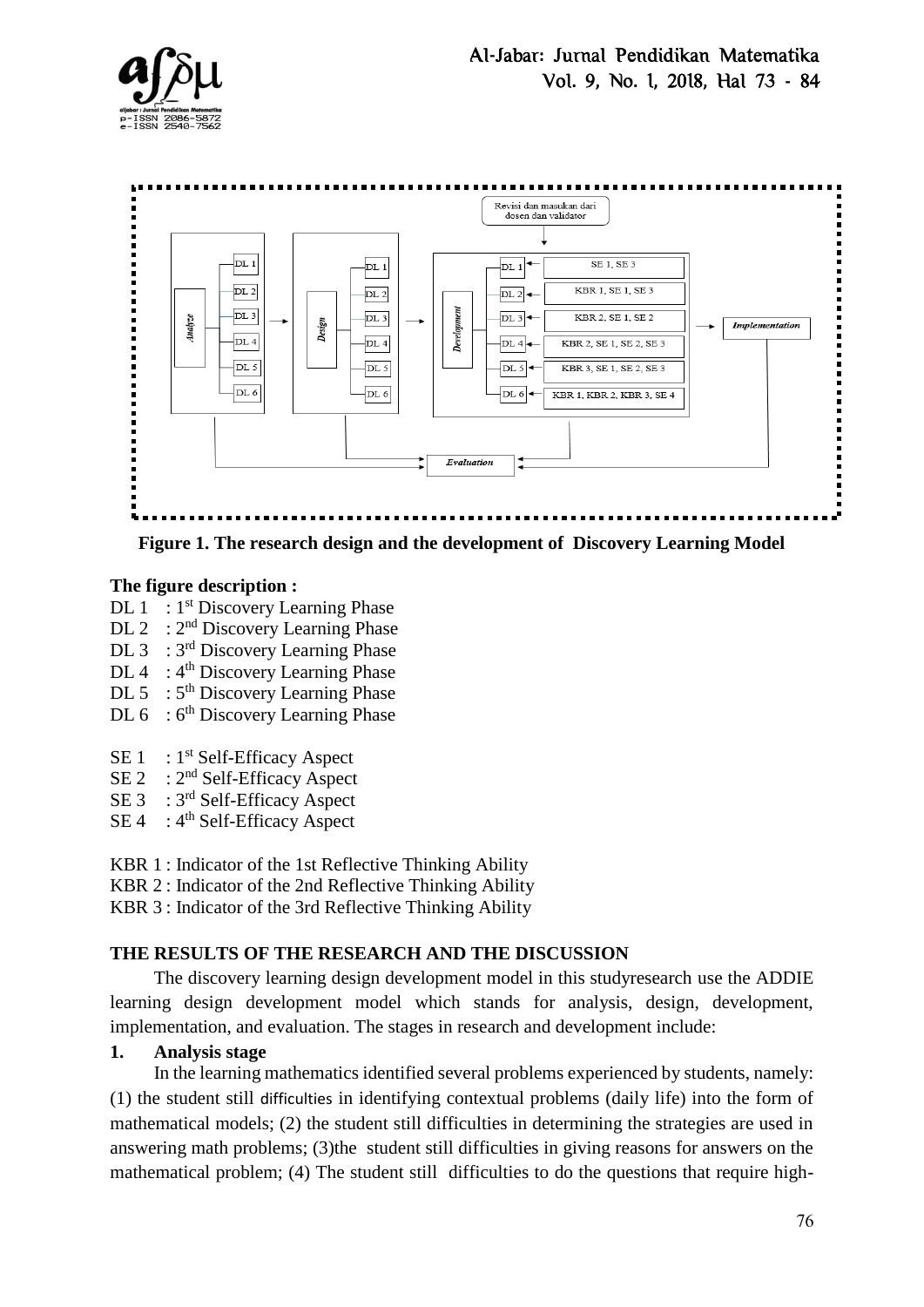**Figure 1. The research design and the development of Discovery Learning Model**

**The figure description :**

DL 1 : 1st Discovery Learning Phase
DL 2 : 2nd Discovery Learning Phase
DL 3 : 3rd Discovery Learning Phase
DL 4 : 4th Discovery Learning Phase
DL 5 : 5th Discovery Learning Phase
DL 6 : 6th Discovery Learning Phase

SE 1 : 1st Self-Efficacy Aspect
SE 2 : 2nd Self-Efficacy Aspect
SE 3 : 3rd Self-Efficacy Aspect
SE 4 : 4th Self-Efficacy Aspect

KBR 1 : Indicator of the 1st Reflective Thinking Ability
KBR 2 : Indicator of the 2nd Reflective Thinking Ability
KBR 3 : Indicator of the 3rd Reflective Thinking Ability

## THE RESULTS OF THE RESEARCH AND THE DISCUSSION

The discovery learning design development model in this studyresearch use the ADDIE learning design development model which stands for analysis, design, development, implementation, and evaluation. The stages in research and development include:

### 1. Analysis stage

In the learning mathematics identified several problems experienced by students, namely: (1) the student still difficulties in identifying contextual problems (daily life) into the form of mathematical models; (2) the student still difficulties in determining the strategies are used in answering math problems; (3)the student still difficulties in giving reasons for answers on the mathematical problem; (4) The student still difficulties to do the questions that require high-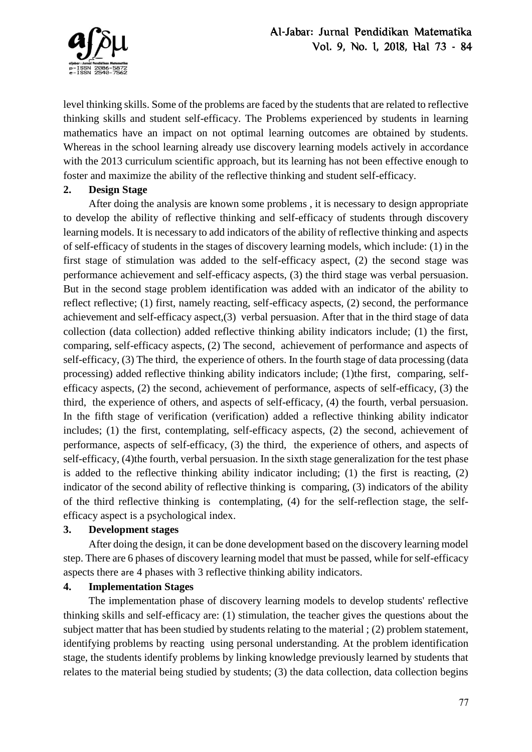level thinking skills. Some of the problems are faced by the students that are related to reflective thinking skills and student self-efficacy. The Problems experienced by students in learning mathematics have an impact on not optimal learning outcomes are obtained by students. Whereas in the school learning already use discovery learning models actively in accordance with the 2013 curriculum scientific approach, but its learning has not been effective enough to foster and maximize the ability of the reflective thinking and student self-efficacy.

**2. Design Stage**

After doing the analysis are known some problems , it is necessary to design appropriate to develop the ability of reflective thinking and self-efficacy of students through discovery learning models. It is necessary to add indicators of the ability of reflective thinking and aspects of self-efficacy of students in the stages of discovery learning models, which include: (1) in the first stage of stimulation was added to the self-efficacy aspect, (2) the second stage was performance achievement and self-efficacy aspects, (3) the third stage was verbal persuasion. But in the second stage problem identification was added with an indicator of the ability to reflect reflective; (1) first, namely reacting, self-efficacy aspects, (2) second, the performance achievement and self-efficacy aspect,(3) verbal persuasion. After that in the third stage of data collection (data collection) added reflective thinking ability indicators include; (1) the first, comparing, self-efficacy aspects, (2) The second, achievement of performance and aspects of self-efficacy, (3) The third, the experience of others. In the fourth stage of data processing (data processing) added reflective thinking ability indicators include; (1)the first, comparing, self-efficacy aspects, (2) the second, achievement of performance, aspects of self-efficacy, (3) the third, the experience of others, and aspects of self-efficacy, (4) the fourth, verbal persuasion. In the fifth stage of verification (verification) added a reflective thinking ability indicator includes; (1) the first, contemplating, self-efficacy aspects, (2) the second, achievement of performance, aspects of self-efficacy, (3) the third, the experience of others, and aspects of self-efficacy, (4)the fourth, verbal persuasion. In the sixth stage generalization for the test phase is added to the reflective thinking ability indicator including; (1) the first is reacting, (2) indicator of the second ability of reflective thinking is comparing, (3) indicators of the ability of the third reflective thinking is contemplating, (4) for the self-reflection stage, the self-efficacy aspect is a psychological index.

**3. Development stages**

After doing the design, it can be done development based on the discovery learning model step. There are 6 phases of discovery learning model that must be passed, while for self-efficacy aspects there are 4 phases with 3 reflective thinking ability indicators.

**4. Implementation Stages**

The implementation phase of discovery learning models to develop students' reflective thinking skills and self-efficacy are: (1) stimulation, the teacher gives the questions about the subject matter that has been studied by students relating to the material ; (2) problem statement, identifying problems by reacting using personal understanding. At the problem identification stage, the students identify problems by linking knowledge previously learned by students that relates to the material being studied by students; (3) the data collection, data collection begins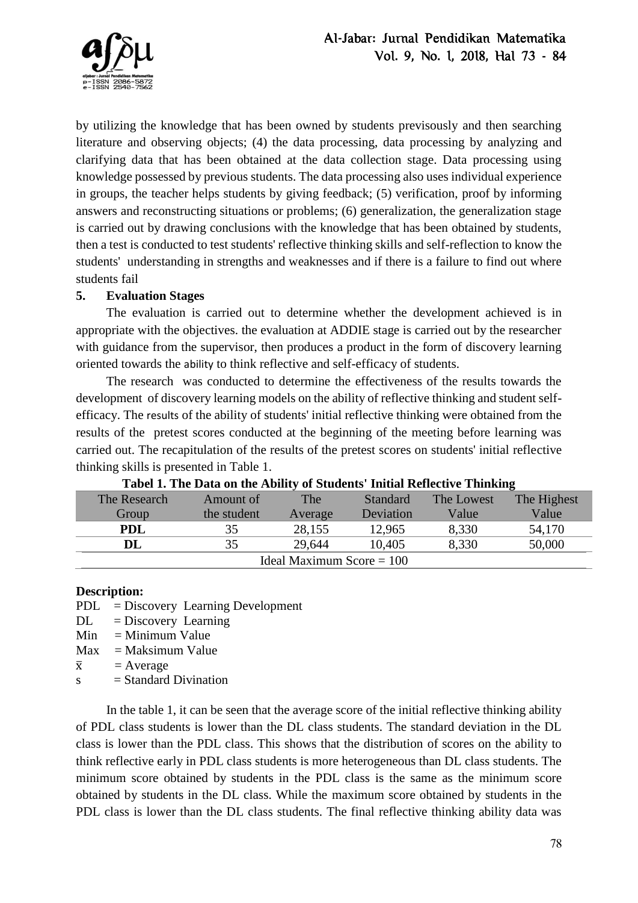by utilizing the knowledge that has been owned by students previsously and then searching literature and observing objects; (4) the data processing, data processing by analyzing and clarifying data that has been obtained at the data collection stage. Data processing using knowledge possessed by previous students. The data processing also uses individual experience in groups, the teacher helps students by giving feedback; (5) verification, proof by informing answers and reconstructing situations or problems; (6) generalization, the generalization stage is carried out by drawing conclusions with the knowledge that has been obtained by students, then a test is conducted to test students' reflective thinking skills and self-reflection to know the students' understanding in strengths and weaknesses and if there is a failure to find out where students fail

**5. Evaluation Stages**

The evaluation is carried out to determine whether the development achieved is in appropriate with the objectives. the evaluation at ADDIE stage is carried out by the researcher with guidance from the supervisor, then produces a product in the form of discovery learning oriented towards the ability to think reflective and self-efficacy of students.

The research was conducted to determine the effectiveness of the results towards the development of discovery learning models on the ability of reflective thinking and student self-efficacy. The results of the ability of students' initial reflective thinking were obtained from the results of the pretest scores conducted at the beginning of the meeting before learning was carried out. The recapitulation of the results of the pretest scores on students' initial reflective thinking skills is presented in Table 1.

**Tabel 1. The Data on the Ability of Students' Initial Reflective Thinking**

| The Research Group | Amount of the student | The Average | Standard Deviation | The Lowest Value | The Highest Value |
|---|---|---|---|---|---|
| **PDL** | 35 | 28,155 | 12,965 | 8,330 | 54,170 |
| **DL** | 35 | 29,644 | 10,405 | 8,330 | 50,000 |
| Ideal Maximum Score = 100 | | | | | |

**Description:**

PDL = Discovery Learning Development
DL = Discovery Learning
Min = Minimum Value
Max = Maksimum Value
$\bar{x}$ = Average
s = Standard Divination

In the table 1, it can be seen that the average score of the initial reflective thinking ability of PDL class students is lower than the DL class students. The standard deviation in the DL class is lower than the PDL class. This shows that the distribution of scores on the ability to think reflective early in PDL class students is more heterogeneous than DL class students. The minimum score obtained by students in the PDL class is the same as the minimum score obtained by students in the DL class. While the maximum score obtained by students in the PDL class is lower than the DL class students. The final reflective thinking ability data was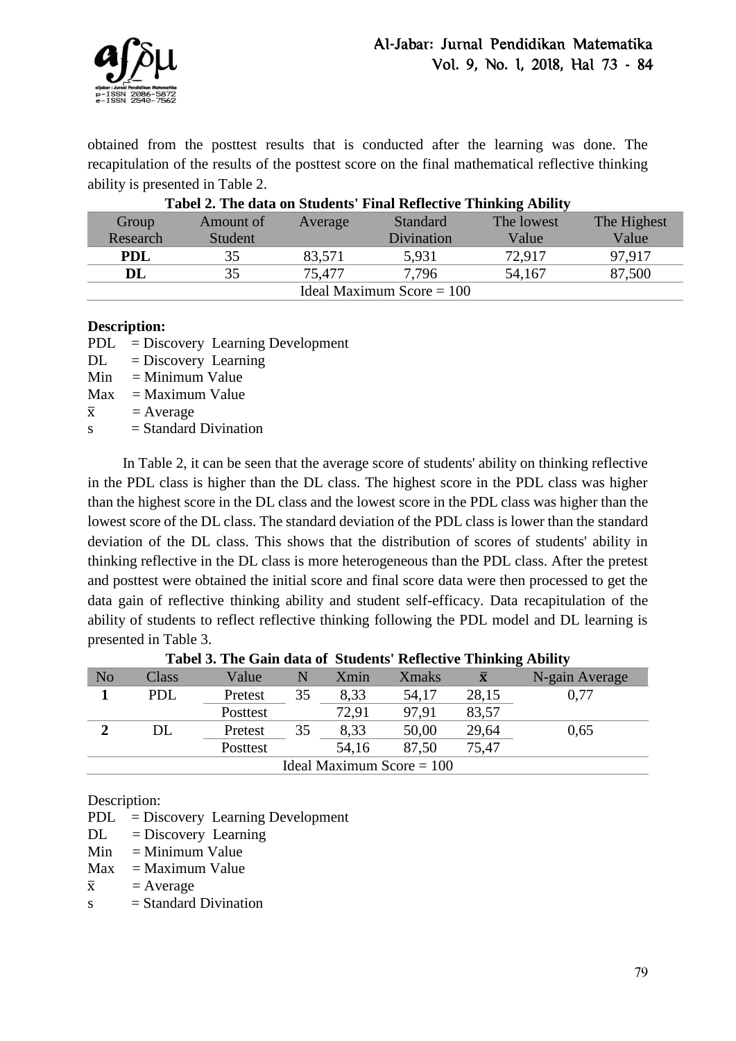obtained from the posttest results that is conducted after the learning was done. The recapitulation of the results of the posttest score on the final mathematical reflective thinking ability is presented in Table 2.

**Tabel 2. The data on Students' Final Reflective Thinking Ability**

| Group Research | Amount of Student | Average | Standard Divination | The lowest Value | The Highest Value |
|---|---|---|---|---|---|
| **PDL** | 35 | 83,571 | 5,931 | 72,917 | 97,917 |
| **DL** | 35 | 75,477 | 7,796 | 54,167 | 87,500 |
| Ideal Maximum Score = 100 | | | | | |

**Description:**

PDL = Discovery Learning Development
DL = Discovery Learning
Min = Minimum Value
Max = Maximum Value
$\bar{x}$ = Average
s = Standard Divination

In Table 2, it can be seen that the average score of students' ability on thinking reflective in the PDL class is higher than the DL class. The highest score in the PDL class was higher than the highest score in the DL class and the lowest score in the PDL class was higher than the lowest score of the DL class. The standard deviation of the PDL class is lower than the standard deviation of the DL class. This shows that the distribution of scores of students' ability in thinking reflective in the DL class is more heterogeneous than the PDL class. After the pretest and posttest were obtained the initial score and final score data were then processed to get the data gain of reflective thinking ability and student self-efficacy. Data recapitulation of the ability of students to reflect reflective thinking following the PDL model and DL learning is presented in Table 3.

**Tabel 3. The Gain data of Students' Reflective Thinking Ability**

| No | Class | Value | N | Xmin | Xmaks | $\bar{x}$ | N-gain Average |
|---|---|---|---|---|---|---|---|
| **1** | PDL | Pretest | 35 | 8,33 | 54,17 | 28,15 | 0,77 |
| | | Posttest | | 72,91 | 97,91 | 83,57 | |
| **2** | DL | Pretest | 35 | 8,33 | 50,00 | 29,64 | 0,65 |
| | | Posttest | | 54,16 | 87,50 | 75,47 | |
| Ideal Maximum Score = 100 | | | | | | | |

Description:

PDL = Discovery Learning Development
DL = Discovery Learning
Min = Minimum Value
Max = Maximum Value
$\bar{x}$ = Average
s = Standard Divination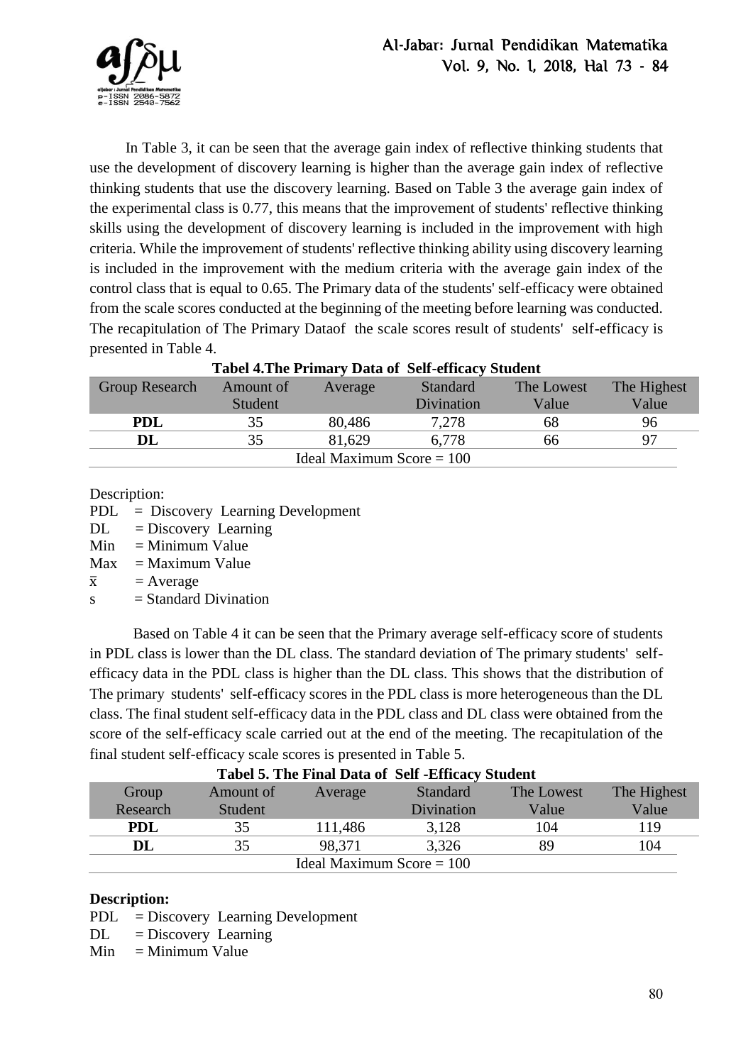In Table 3, it can be seen that the average gain index of reflective thinking students that use the development of discovery learning is higher than the average gain index of reflective thinking students that use the discovery learning. Based on Table 3 the average gain index of the experimental class is 0.77, this means that the improvement of students' reflective thinking skills using the development of discovery learning is included in the improvement with high criteria. While the improvement of students' reflective thinking ability using discovery learning is included in the improvement with the medium criteria with the average gain index of the control class that is equal to 0.65. The Primary data of the students' self-efficacy were obtained from the scale scores conducted at the beginning of the meeting before learning was conducted. The recapitulation of The Primary Dataof the scale scores result of students' self-efficacy is presented in Table 4.

**Tabel 4.The Primary Data of Self-efficacy Student**

| Group Research | Amount of Student | Average | Standard Divination | The Lowest Value | The Highest Value |
|---|---|---|---|---|---|
| **PDL** | 35 | 80,486 | 7,278 | 68 | 96 |
| **DL** | 35 | 81,629 | 6,778 | 66 | 97 |
| Ideal Maximum Score = 100 | | | | | |

Description:

PDL = Discovery Learning Development
DL = Discovery Learning
Min = Minimum Value
Max = Maximum Value
$\bar{x}$ = Average
s = Standard Divination

Based on Table 4 it can be seen that the Primary average self-efficacy score of students in PDL class is lower than the DL class. The standard deviation of The primary students' self-efficacy data in the PDL class is higher than the DL class. This shows that the distribution of The primary students' self-efficacy scores in the PDL class is more heterogeneous than the DL class. The final student self-efficacy data in the PDL class and DL class were obtained from the score of the self-efficacy scale carried out at the end of the meeting. The recapitulation of the final student self-efficacy scale scores is presented in Table 5.

**Tabel 5. The Final Data of Self -Efficacy Student**

| Group Research | Amount of Student | Average | Standard Divination | The Lowest Value | The Highest Value |
|---|---|---|---|---|---|
| **PDL** | 35 | 111,486 | 3,128 | 104 | 119 |
| **DL** | 35 | 98,371 | 3,326 | 89 | 104 |
| Ideal Maximum Score = 100 | | | | | |

**Description:**

PDL = Discovery Learning Development
DL = Discovery Learning
Min = Minimum Value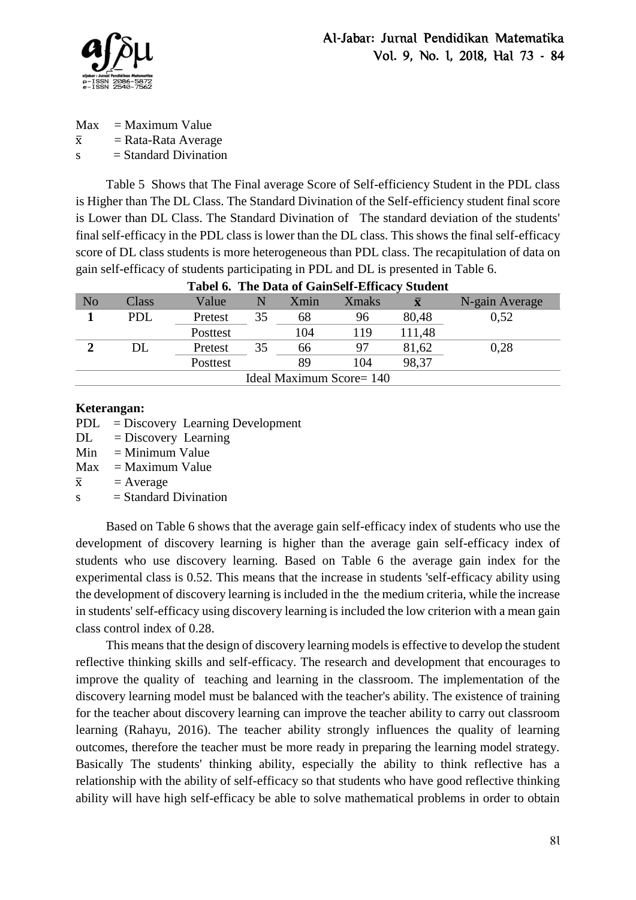Max = Maximum Value
$\bar{x}$ = Rata-Rata Average
s = Standard Divination

Table 5 Shows that The Final average Score of Self-efficiency Student in the PDL class is Higher than The DL Class. The Standard Divination of the Self-efficiency student final score is Lower than DL Class. The Standard Divination of The standard deviation of the students' final self-efficacy in the PDL class is lower than the DL class. This shows the final self-efficacy score of DL class students is more heterogeneous than PDL class. The recapitulation of data on gain self-efficacy of students participating in PDL and DL is presented in Table 6.

**Tabel 6. The Data of GainSelf-Efficacy Student**

| No | Class | Value | N | Xmin | Xmaks | $\bar{x}$ | N-gain Average |
|---|---|---|---|---|---|---|---|
| **1** | PDL | Pretest | 35 | 68 | 96 | 80,48 | 0,52 |
| | | Posttest | | 104 | 119 | 111,48 | |
| **2** | DL | Pretest | 35 | 66 | 97 | 81,62 | 0,28 |
| | | Posttest | | 89 | 104 | 98,37 | |
| Ideal Maximum Score= 140 | | | | | | | |

**Keterangan:**
PDL = Discovery Learning Development
DL = Discovery Learning
Min = Minimum Value
Max = Maximum Value
$\bar{x}$ = Average
s = Standard Divination

Based on Table 6 shows that the average gain self-efficacy index of students who use the development of discovery learning is higher than the average gain self-efficacy index of students who use discovery learning. Based on Table 6 the average gain index for the experimental class is 0.52. This means that the increase in students 'self-efficacy ability using the development of discovery learning is included in the the medium criteria, while the increase in students' self-efficacy using discovery learning is included the low criterion with a mean gain class control index of 0.28.

This means that the design of discovery learning models is effective to develop the student reflective thinking skills and self-efficacy. The research and development that encourages to improve the quality of teaching and learning in the classroom. The implementation of the discovery learning model must be balanced with the teacher's ability. The existence of training for the teacher about discovery learning can improve the teacher ability to carry out classroom learning (Rahayu, 2016). The teacher ability strongly influences the quality of learning outcomes, therefore the teacher must be more ready in preparing the learning model strategy. Basically The students' thinking ability, especially the ability to think reflective has a relationship with the ability of self-efficacy so that students who have good reflective thinking ability will have high self-efficacy be able to solve mathematical problems in order to obtain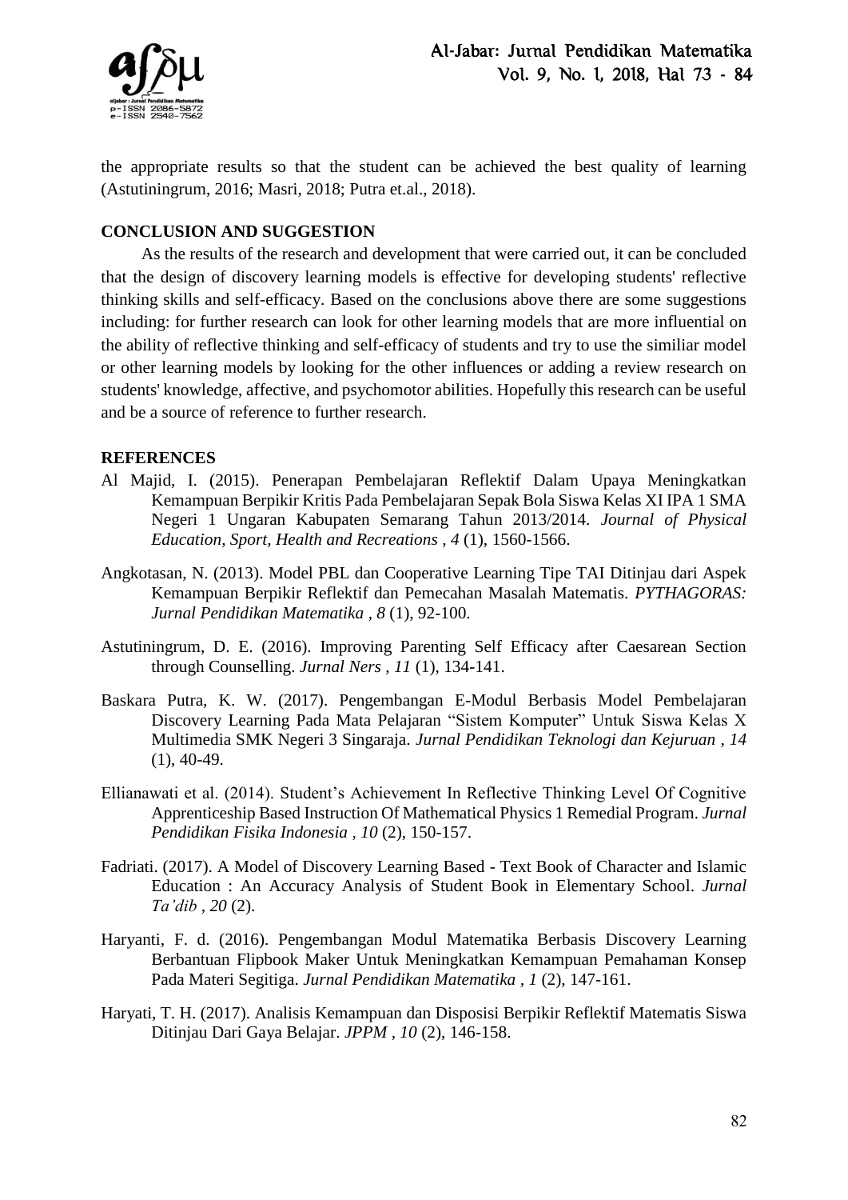the appropriate results so that the student can be achieved the best quality of learning (Astutiningrum, 2016; Masri, 2018; Putra et.al., 2018).

## CONCLUSION AND SUGGESTION

As the results of the research and development that were carried out, it can be concluded that the design of discovery learning models is effective for developing students' reflective thinking skills and self-efficacy. Based on the conclusions above there are some suggestions including: for further research can look for other learning models that are more influential on the ability of reflective thinking and self-efficacy of students and try to use the similiar model or other learning models by looking for the other influences or adding a review research on students' knowledge, affective, and psychomotor abilities. Hopefully this research can be useful and be a source of reference to further research.

## REFERENCES

Al Majid, I. (2015). Penerapan Pembelajaran Reflektif Dalam Upaya Meningkatkan Kemampuan Berpikir Kritis Pada Pembelajaran Sepak Bola Siswa Kelas XI IPA 1 SMA Negeri 1 Ungaran Kabupaten Semarang Tahun 2013/2014. *Journal of Physical Education, Sport, Health and Recreations , 4* (1), 1560-1566.

Angkotasan, N. (2013). Model PBL dan Cooperative Learning Tipe TAI Ditinjau dari Aspek Kemampuan Berpikir Reflektif dan Pemecahan Masalah Matematis. *PYTHAGORAS: Jurnal Pendidikan Matematika , 8* (1), 92-100.

Astutiningrum, D. E. (2016). Improving Parenting Self Efficacy after Caesarean Section through Counselling. *Jurnal Ners , 11* (1), 134-141.

Baskara Putra, K. W. (2017). Pengembangan E-Modul Berbasis Model Pembelajaran Discovery Learning Pada Mata Pelajaran "Sistem Komputer" Untuk Siswa Kelas X Multimedia SMK Negeri 3 Singaraja. *Jurnal Pendidikan Teknologi dan Kejuruan , 14* (1), 40-49.

Ellianawati et al. (2014). Student's Achievement In Reflective Thinking Level Of Cognitive Apprenticeship Based Instruction Of Mathematical Physics 1 Remedial Program. *Jurnal Pendidikan Fisika Indonesia , 10* (2), 150-157.

Fadriati. (2017). A Model of Discovery Learning Based - Text Book of Character and Islamic Education : An Accuracy Analysis of Student Book in Elementary School. *Jurnal Ta'dib , 20* (2).

Haryanti, F. d. (2016). Pengembangan Modul Matematika Berbasis Discovery Learning Berbantuan Flipbook Maker Untuk Meningkatkan Kemampuan Pemahaman Konsep Pada Materi Segitiga. *Jurnal Pendidikan Matematika , 1* (2), 147-161.

Haryati, T. H. (2017). Analisis Kemampuan dan Disposisi Berpikir Reflektif Matematis Siswa Ditinjau Dari Gaya Belajar. *JPPM , 10* (2), 146-158.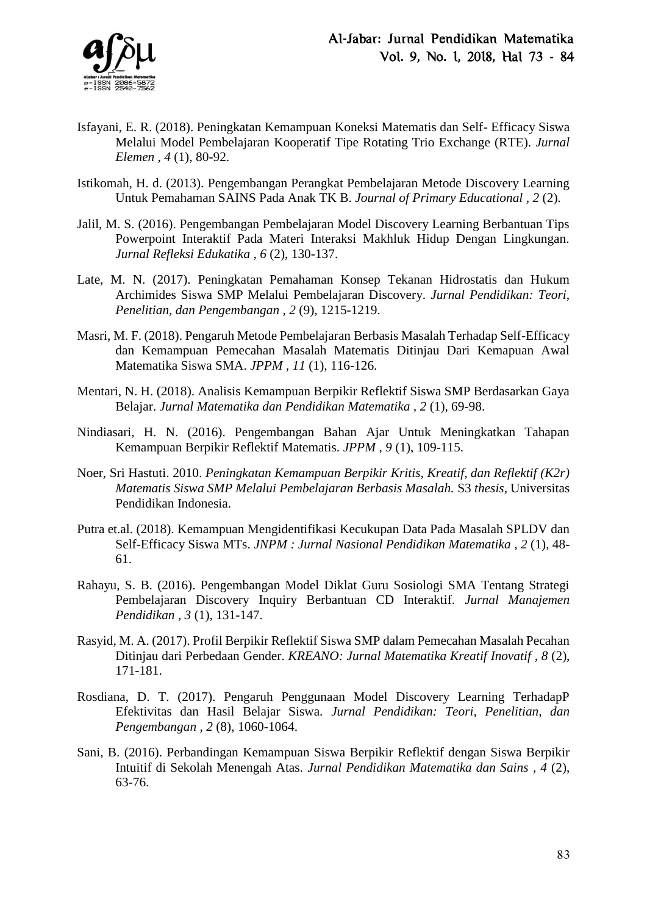Isfayani, E. R. (2018). Peningkatan Kemampuan Koneksi Matematis dan Self- Efficacy Siswa Melalui Model Pembelajaran Kooperatif Tipe Rotating Trio Exchange (RTE). *Jurnal Elemen , 4* (1), 80-92.

Istikomah, H. d. (2013). Pengembangan Perangkat Pembelajaran Metode Discovery Learning Untuk Pemahaman SAINS Pada Anak TK B. *Journal of Primary Educational , 2* (2).

Jalil, M. S. (2016). Pengembangan Pembelajaran Model Discovery Learning Berbantuan Tips Powerpoint Interaktif Pada Materi Interaksi Makhluk Hidup Dengan Lingkungan. *Jurnal Refleksi Edukatika , 6* (2), 130-137.

Late, M. N. (2017). Peningkatan Pemahaman Konsep Tekanan Hidrostatis dan Hukum Archimides Siswa SMP Melalui Pembelajaran Discovery. *Jurnal Pendidikan: Teori, Penelitian, dan Pengembangan , 2* (9), 1215-1219.

Masri, M. F. (2018). Pengaruh Metode Pembelajaran Berbasis Masalah Terhadap Self-Efficacy dan Kemampuan Pemecahan Masalah Matematis Ditinjau Dari Kemapuan Awal Matematika Siswa SMA. *JPPM , 11* (1), 116-126.

Mentari, N. H. (2018). Analisis Kemampuan Berpikir Reflektif Siswa SMP Berdasarkan Gaya Belajar. *Jurnal Matematika dan Pendidikan Matematika , 2* (1), 69-98.

Nindiasari, H. N. (2016). Pengembangan Bahan Ajar Untuk Meningkatkan Tahapan Kemampuan Berpikir Reflektif Matematis. *JPPM , 9* (1), 109-115.

Noer, Sri Hastuti. 2010. *Peningkatan Kemampuan Berpikir Kritis, Kreatif, dan Reflektif (K2r) Matematis Siswa SMP Melalui Pembelajaran Berbasis Masalah.* S3 *thesis*, Universitas Pendidikan Indonesia.

Putra et.al. (2018). Kemampuan Mengidentifikasi Kecukupan Data Pada Masalah SPLDV dan Self-Efficacy Siswa MTs. *JNPM : Jurnal Nasional Pendidikan Matematika , 2* (1), 48-61.

Rahayu, S. B. (2016). Pengembangan Model Diklat Guru Sosiologi SMA Tentang Strategi Pembelajaran Discovery Inquiry Berbantuan CD Interaktif. *Jurnal Manajemen Pendidikan , 3* (1), 131-147.

Rasyid, M. A. (2017). Profil Berpikir Reflektif Siswa SMP dalam Pemecahan Masalah Pecahan Ditinjau dari Perbedaan Gender. *KREANO: Jurnal Matematika Kreatif Inovatif , 8* (2), 171-181.

Rosdiana, D. T. (2017). Pengaruh Penggunaan Model Discovery Learning TerhadapP Efektivitas dan Hasil Belajar Siswa. *Jurnal Pendidikan: Teori, Penelitian, dan Pengembangan , 2* (8), 1060-1064.

Sani, B. (2016). Perbandingan Kemampuan Siswa Berpikir Reflektif dengan Siswa Berpikir Intuitif di Sekolah Menengah Atas. *Jurnal Pendidikan Matematika dan Sains , 4* (2), 63-76.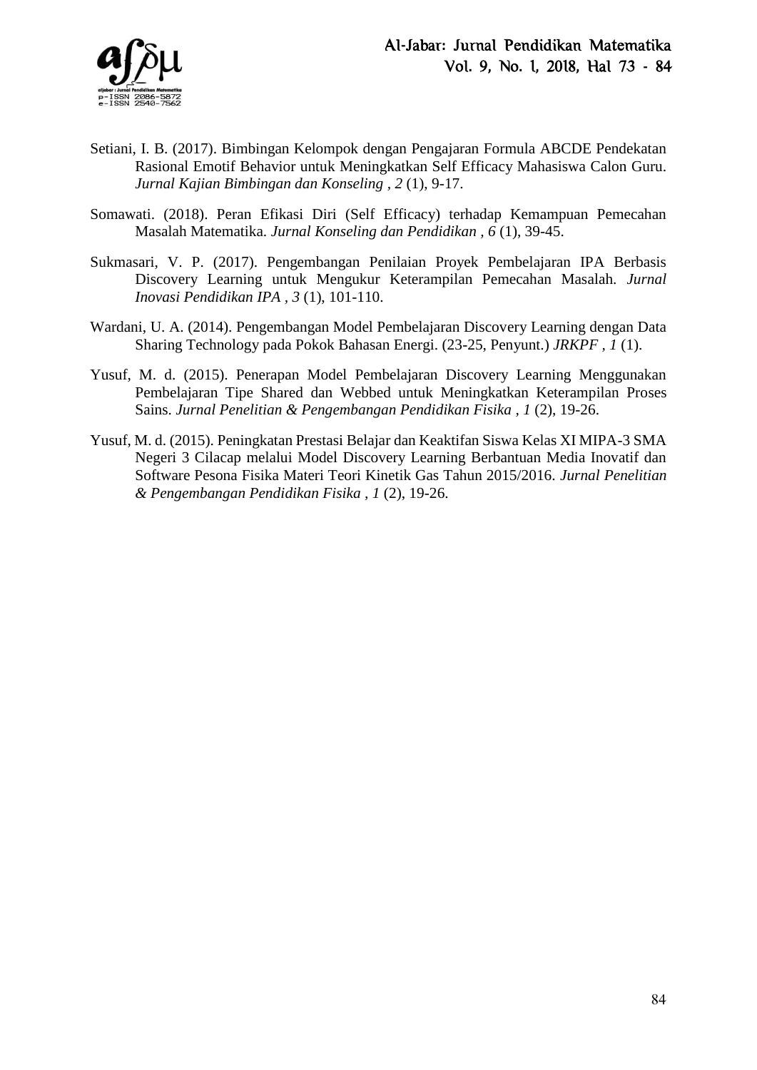Setiani, I. B. (2017). Bimbingan Kelompok dengan Pengajaran Formula ABCDE Pendekatan Rasional Emotif Behavior untuk Meningkatkan Self Efficacy Mahasiswa Calon Guru. *Jurnal Kajian Bimbingan dan Konseling , 2* (1), 9-17.

Somawati. (2018). Peran Efikasi Diri (Self Efficacy) terhadap Kemampuan Pemecahan Masalah Matematika. *Jurnal Konseling dan Pendidikan , 6* (1), 39-45.

Sukmasari, V. P. (2017). Pengembangan Penilaian Proyek Pembelajaran IPA Berbasis Discovery Learning untuk Mengukur Keterampilan Pemecahan Masalah. *Jurnal Inovasi Pendidikan IPA , 3* (1), 101-110.

Wardani, U. A. (2014). Pengembangan Model Pembelajaran Discovery Learning dengan Data Sharing Technology pada Pokok Bahasan Energi. (23-25, Penyunt.) *JRKPF , 1* (1).

Yusuf, M. d. (2015). Penerapan Model Pembelajaran Discovery Learning Menggunakan Pembelajaran Tipe Shared dan Webbed untuk Meningkatkan Keterampilan Proses Sains. *Jurnal Penelitian & Pengembangan Pendidikan Fisika , 1* (2), 19-26.

Yusuf, M. d. (2015). Peningkatan Prestasi Belajar dan Keaktifan Siswa Kelas XI MIPA-3 SMA Negeri 3 Cilacap melalui Model Discovery Learning Berbantuan Media Inovatif dan Software Pesona Fisika Materi Teori Kinetik Gas Tahun 2015/2016. *Jurnal Penelitian & Pengembangan Pendidikan Fisika , 1* (2), 19-26.